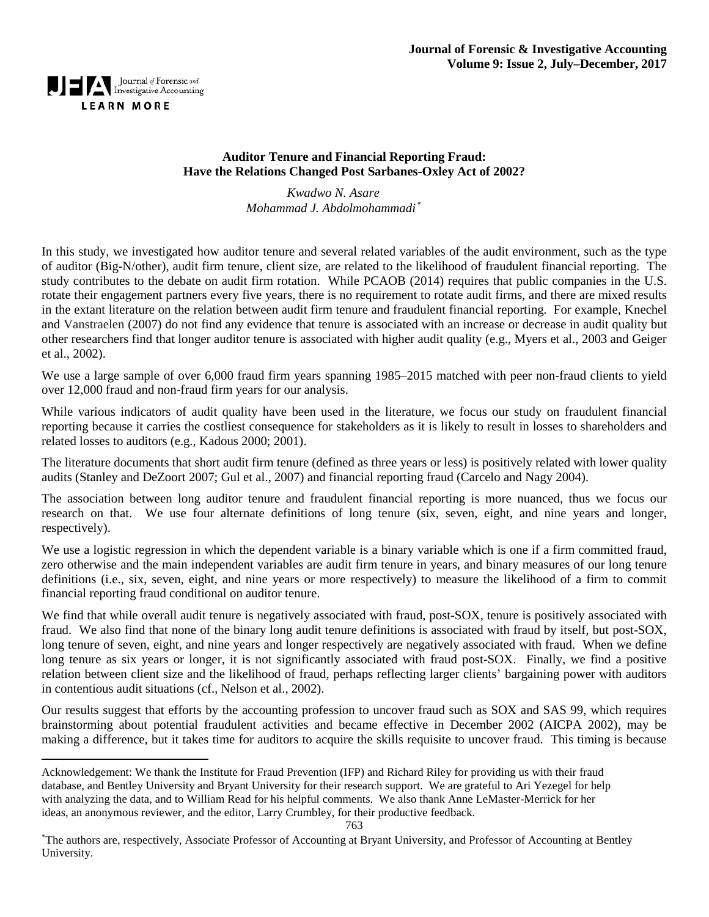**Auditor Tenure and Financial Reporting Fraud: Have the Relations Changed Post Sarbanes-Oxley Act of 2002?**

*Kwadwo N. Asare*
*Mohammad J. Abdolmohammadi*[*]

In this study, we investigated how auditor tenure and several related variables of the audit environment, such as the type of auditor (Big-N/other), audit firm tenure, client size, are related to the likelihood of fraudulent financial reporting. The study contributes to the debate on audit firm rotation. While PCAOB (2014) requires that public companies in the U.S. rotate their engagement partners every five years, there is no requirement to rotate audit firms, and there are mixed results in the extant literature on the relation between audit firm tenure and fraudulent financial reporting. For example, Knechel and Vanstraelen (2007) do not find any evidence that tenure is associated with an increase or decrease in audit quality but other researchers find that longer auditor tenure is associated with higher audit quality (e.g., Myers et al., 2003 and Geiger et al., 2002).

We use a large sample of over 6,000 fraud firm years spanning 1985–2015 matched with peer non-fraud clients to yield over 12,000 fraud and non-fraud firm years for our analysis.

While various indicators of audit quality have been used in the literature, we focus our study on fraudulent financial reporting because it carries the costliest consequence for stakeholders as it is likely to result in losses to shareholders and related losses to auditors (e.g., Kadous 2000; 2001).

The literature documents that short audit firm tenure (defined as three years or less) is positively related with lower quality audits (Stanley and DeZoort 2007; Gul et al., 2007) and financial reporting fraud (Carcelo and Nagy 2004).

The association between long auditor tenure and fraudulent financial reporting is more nuanced, thus we focus our research on that. We use four alternate definitions of long tenure (six, seven, eight, and nine years and longer, respectively).

We use a logistic regression in which the dependent variable is a binary variable which is one if a firm committed fraud, zero otherwise and the main independent variables are audit firm tenure in years, and binary measures of our long tenure definitions (i.e., six, seven, eight, and nine years or more respectively) to measure the likelihood of a firm to commit financial reporting fraud conditional on auditor tenure.

We find that while overall audit tenure is negatively associated with fraud, post-SOX, tenure is positively associated with fraud. We also find that none of the binary long audit tenure definitions is associated with fraud by itself, but post-SOX, long tenure of seven, eight, and nine years and longer respectively are negatively associated with fraud. When we define long tenure as six years or longer, it is not significantly associated with fraud post-SOX. Finally, we find a positive relation between client size and the likelihood of fraud, perhaps reflecting larger clients' bargaining power with auditors in contentious audit situations (cf., Nelson et al., 2002).

Our results suggest that efforts by the accounting profession to uncover fraud such as SOX and SAS 99, which requires brainstorming about potential fraudulent activities and became effective in December 2002 (AICPA 2002), may be making a difference, but it takes time for auditors to acquire the skills requisite to uncover fraud. This timing is because

---

Acknowledgement: We thank the Institute for Fraud Prevention (IFP) and Richard Riley for providing us with their fraud database, and Bentley University and Bryant University for their research support. We are grateful to Ari Yezegel for help with analyzing the data, and to William Read for his helpful comments. We also thank Anne LeMaster-Merrick for her ideas, an anonymous reviewer, and the editor, Larry Crumbley, for their productive feedback.

[*] The authors are, respectively, Associate Professor of Accounting at Bryant University, and Professor of Accounting at Bentley University.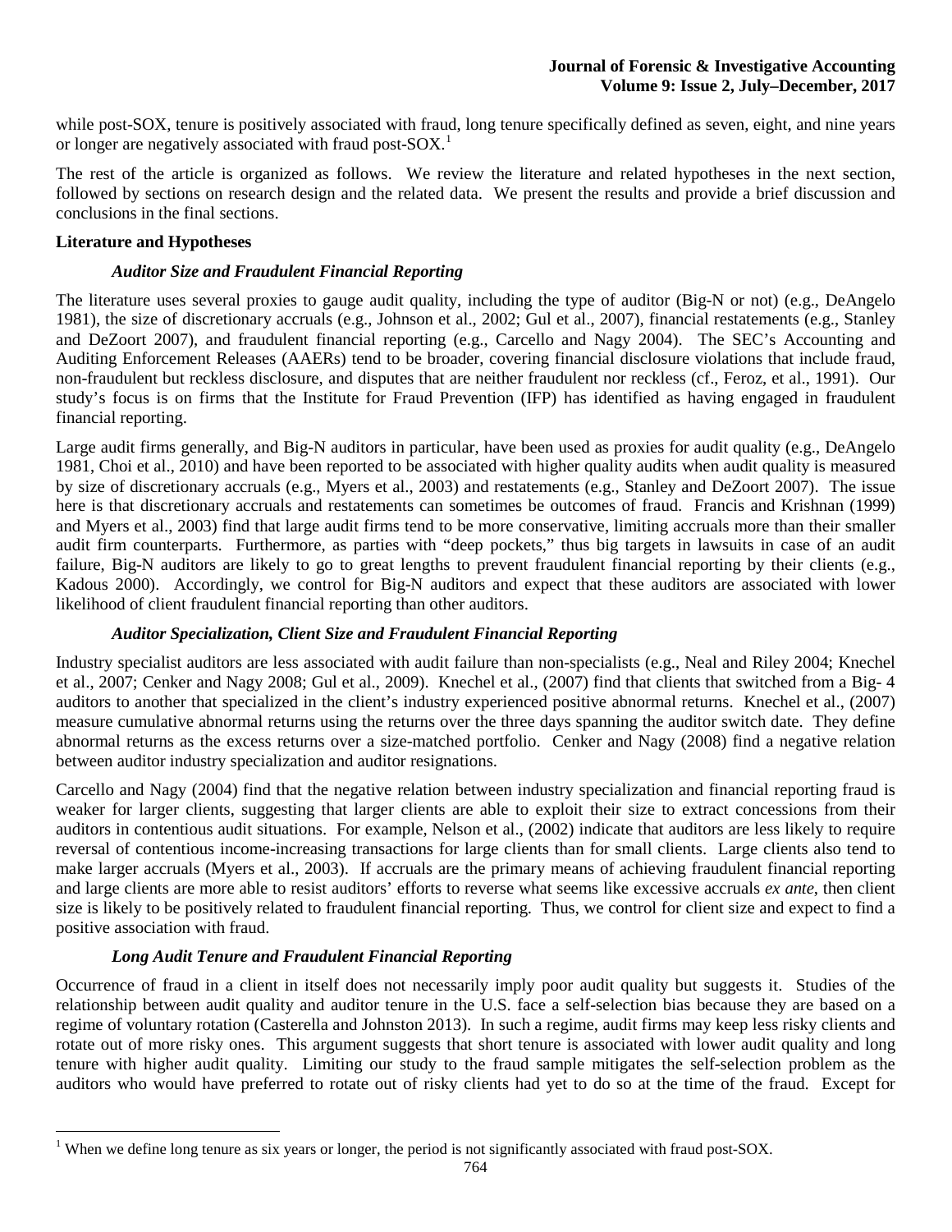while post-SOX, tenure is positively associated with fraud, long tenure specifically defined as seven, eight, and nine years or longer are negatively associated with fraud post-SOX.[1]

The rest of the article is organized as follows. We review the literature and related hypotheses in the next section, followed by sections on research design and the related data. We present the results and provide a brief discussion and conclusions in the final sections.

## Literature and Hypotheses

### *Auditor Size and Fraudulent Financial Reporting*

The literature uses several proxies to gauge audit quality, including the type of auditor (Big-N or not) (e.g., DeAngelo 1981), the size of discretionary accruals (e.g., Johnson et al., 2002; Gul et al., 2007), financial restatements (e.g., Stanley and DeZoort 2007), and fraudulent financial reporting (e.g., Carcello and Nagy 2004). The SEC's Accounting and Auditing Enforcement Releases (AAERs) tend to be broader, covering financial disclosure violations that include fraud, non-fraudulent but reckless disclosure, and disputes that are neither fraudulent nor reckless (cf., Feroz, et al., 1991). Our study's focus is on firms that the Institute for Fraud Prevention (IFP) has identified as having engaged in fraudulent financial reporting.

Large audit firms generally, and Big-N auditors in particular, have been used as proxies for audit quality (e.g., DeAngelo 1981, Choi et al., 2010) and have been reported to be associated with higher quality audits when audit quality is measured by size of discretionary accruals (e.g., Myers et al., 2003) and restatements (e.g., Stanley and DeZoort 2007). The issue here is that discretionary accruals and restatements can sometimes be outcomes of fraud. Francis and Krishnan (1999) and Myers et al., 2003) find that large audit firms tend to be more conservative, limiting accruals more than their smaller audit firm counterparts. Furthermore, as parties with "deep pockets," thus big targets in lawsuits in case of an audit failure, Big-N auditors are likely to go to great lengths to prevent fraudulent financial reporting by their clients (e.g., Kadous 2000). Accordingly, we control for Big-N auditors and expect that these auditors are associated with lower likelihood of client fraudulent financial reporting than other auditors.

### *Auditor Specialization, Client Size and Fraudulent Financial Reporting*

Industry specialist auditors are less associated with audit failure than non-specialists (e.g., Neal and Riley 2004; Knechel et al., 2007; Cenker and Nagy 2008; Gul et al., 2009). Knechel et al., (2007) find that clients that switched from a Big- 4 auditors to another that specialized in the client's industry experienced positive abnormal returns. Knechel et al., (2007) measure cumulative abnormal returns using the returns over the three days spanning the auditor switch date. They define abnormal returns as the excess returns over a size-matched portfolio. Cenker and Nagy (2008) find a negative relation between auditor industry specialization and auditor resignations.

Carcello and Nagy (2004) find that the negative relation between industry specialization and financial reporting fraud is weaker for larger clients, suggesting that larger clients are able to exploit their size to extract concessions from their auditors in contentious audit situations. For example, Nelson et al., (2002) indicate that auditors are less likely to require reversal of contentious income-increasing transactions for large clients than for small clients. Large clients also tend to make larger accruals (Myers et al., 2003). If accruals are the primary means of achieving fraudulent financial reporting and large clients are more able to resist auditors' efforts to reverse what seems like excessive accruals *ex ante*, then client size is likely to be positively related to fraudulent financial reporting. Thus, we control for client size and expect to find a positive association with fraud.

### *Long Audit Tenure and Fraudulent Financial Reporting*

Occurrence of fraud in a client in itself does not necessarily imply poor audit quality but suggests it. Studies of the relationship between audit quality and auditor tenure in the U.S. face a self-selection bias because they are based on a regime of voluntary rotation (Casterella and Johnston 2013). In such a regime, audit firms may keep less risky clients and rotate out of more risky ones. This argument suggests that short tenure is associated with lower audit quality and long tenure with higher audit quality. Limiting our study to the fraud sample mitigates the self-selection problem as the auditors who would have preferred to rotate out of risky clients had yet to do so at the time of the fraud. Except for

[1] When we define long tenure as six years or longer, the period is not significantly associated with fraud post-SOX.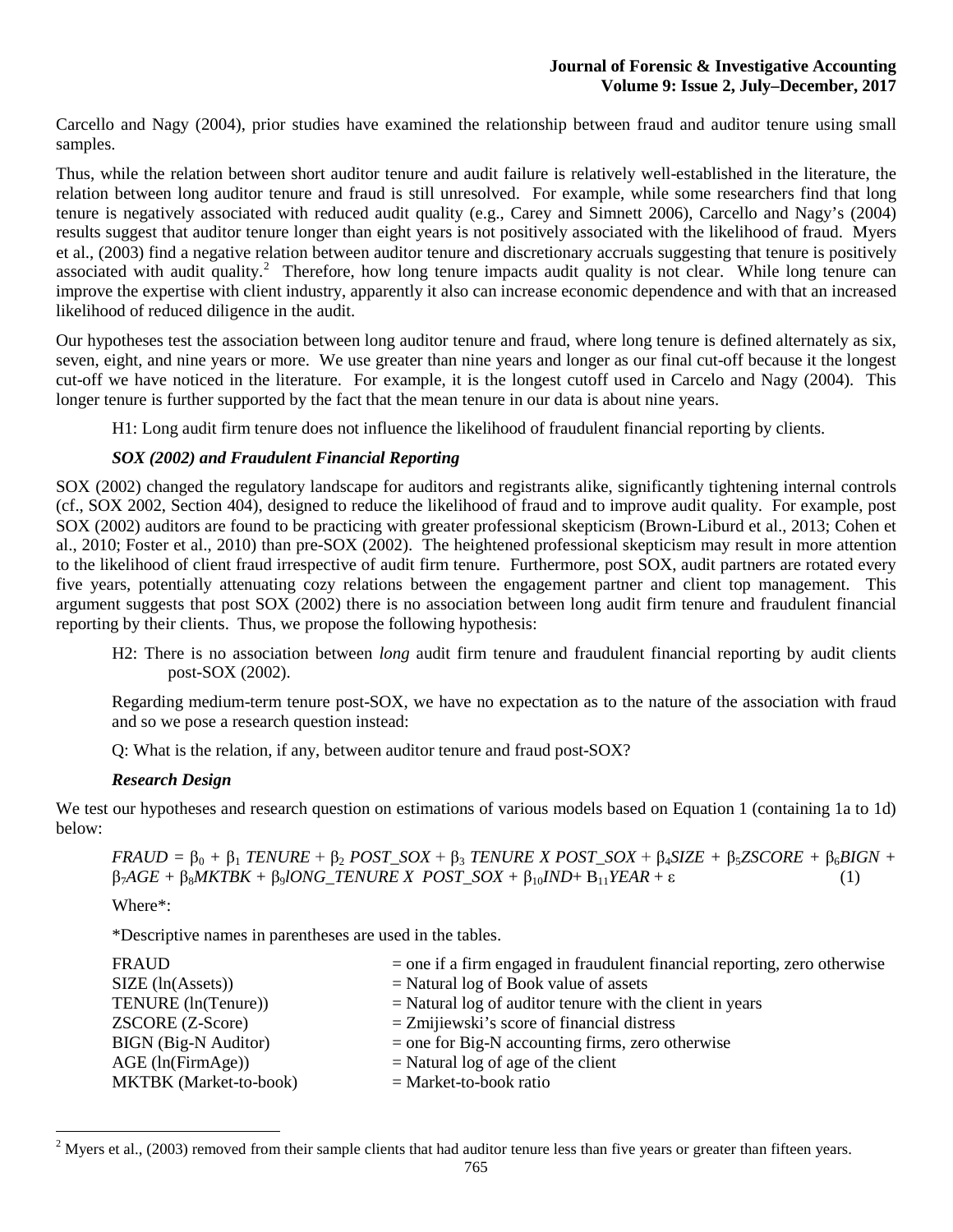Carcello and Nagy (2004), prior studies have examined the relationship between fraud and auditor tenure using small samples.

Thus, while the relation between short auditor tenure and audit failure is relatively well-established in the literature, the relation between long auditor tenure and fraud is still unresolved. For example, while some researchers find that long tenure is negatively associated with reduced audit quality (e.g., Carey and Simnett 2006), Carcello and Nagy's (2004) results suggest that auditor tenure longer than eight years is not positively associated with the likelihood of fraud. Myers et al., (2003) find a negative relation between auditor tenure and discretionary accruals suggesting that tenure is positively associated with audit quality.[2] Therefore, how long tenure impacts audit quality is not clear. While long tenure can improve the expertise with client industry, apparently it also can increase economic dependence and with that an increased likelihood of reduced diligence in the audit.

Our hypotheses test the association between long auditor tenure and fraud, where long tenure is defined alternately as six, seven, eight, and nine years or more. We use greater than nine years and longer as our final cut-off because it the longest cut-off we have noticed in the literature. For example, it is the longest cutoff used in Carcelo and Nagy (2004). This longer tenure is further supported by the fact that the mean tenure in our data is about nine years.

H1: Long audit firm tenure does not influence the likelihood of fraudulent financial reporting by clients.

### *SOX (2002) and Fraudulent Financial Reporting*

SOX (2002) changed the regulatory landscape for auditors and registrants alike, significantly tightening internal controls (cf., SOX 2002, Section 404), designed to reduce the likelihood of fraud and to improve audit quality. For example, post SOX (2002) auditors are found to be practicing with greater professional skepticism (Brown-Liburd et al., 2013; Cohen et al., 2010; Foster et al., 2010) than pre-SOX (2002). The heightened professional skepticism may result in more attention to the likelihood of client fraud irrespective of audit firm tenure. Furthermore, post SOX, audit partners are rotated every five years, potentially attenuating cozy relations between the engagement partner and client top management. This argument suggests that post SOX (2002) there is no association between long audit firm tenure and fraudulent financial reporting by their clients. Thus, we propose the following hypothesis:

H2: There is no association between *long* audit firm tenure and fraudulent financial reporting by audit clients post-SOX (2002).

Regarding medium-term tenure post-SOX, we have no expectation as to the nature of the association with fraud and so we pose a research question instead:

Q: What is the relation, if any, between auditor tenure and fraud post-SOX?

### *Research Design*

We test our hypotheses and research question on estimations of various models based on Equation 1 (containing 1a to 1d) below:

$$FRAUD = \beta_0 + \beta_1\,TENURE + \beta_2\,POST\_SOX + \beta_3\,TENURE\ X\ POST\_SOX + \beta_4 SIZE + \beta_5 ZSCORE + \beta_6 BIGN + \beta_7 AGE + \beta_8 MKTBK + \beta_9 lONG\_TENURE\ X\ \ POST\_SOX + \beta_{10} IND + B_{11} YEAR + \varepsilon \quad (1)$$

Where*:

*Descriptive names in parentheses are used in the tables.

| | |
|---|---|
| FRAUD | = one if a firm engaged in fraudulent financial reporting, zero otherwise |
| SIZE (ln(Assets)) | = Natural log of Book value of assets |
| TENURE (ln(Tenure)) | = Natural log of auditor tenure with the client in years |
| ZSCORE (Z-Score) | = Zmijiewski's score of financial distress |
| BIGN (Big-N Auditor) | = one for Big-N accounting firms, zero otherwise |
| AGE (ln(FirmAge)) | = Natural log of age of the client |
| MKTBK (Market-to-book) | = Market-to-book ratio |

[2] Myers et al., (2003) removed from their sample clients that had auditor tenure less than five years or greater than fifteen years.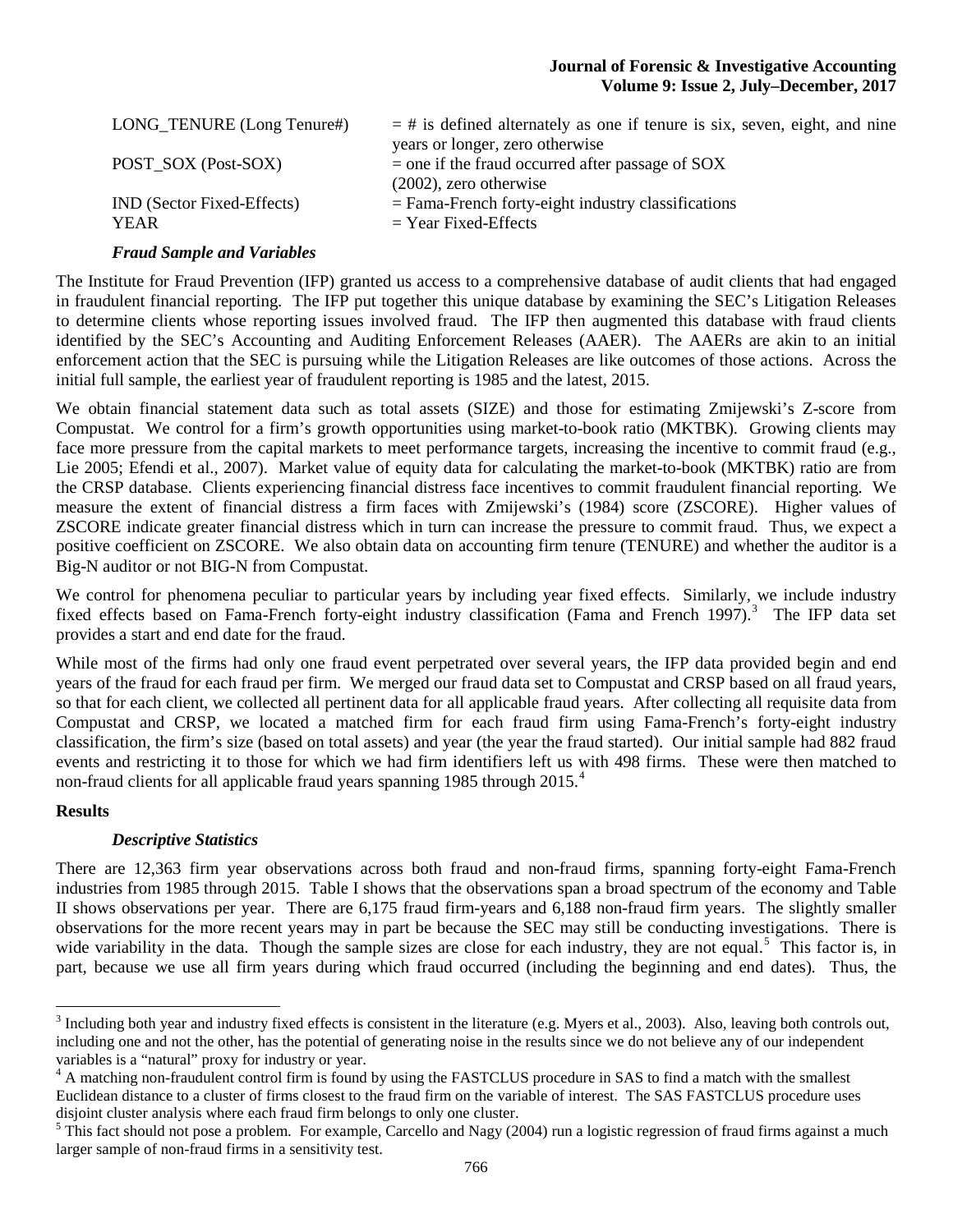| | |
|---|---|
| LONG_TENURE (Long Tenure#) | = # is defined alternately as one if tenure is six, seven, eight, and nine years or longer, zero otherwise |
| POST_SOX (Post-SOX) | = one if the fraud occurred after passage of SOX (2002), zero otherwise |
| IND (Sector Fixed-Effects) | = Fama-French forty-eight industry classifications |
| YEAR | = Year Fixed-Effects |

### *Fraud Sample and Variables*

The Institute for Fraud Prevention (IFP) granted us access to a comprehensive database of audit clients that had engaged in fraudulent financial reporting. The IFP put together this unique database by examining the SEC's Litigation Releases to determine clients whose reporting issues involved fraud. The IFP then augmented this database with fraud clients identified by the SEC's Accounting and Auditing Enforcement Releases (AAER). The AAERs are akin to an initial enforcement action that the SEC is pursuing while the Litigation Releases are like outcomes of those actions. Across the initial full sample, the earliest year of fraudulent reporting is 1985 and the latest, 2015.

We obtain financial statement data such as total assets (SIZE) and those for estimating Zmijewski's Z-score from Compustat. We control for a firm's growth opportunities using market-to-book ratio (MKTBK). Growing clients may face more pressure from the capital markets to meet performance targets, increasing the incentive to commit fraud (e.g., Lie 2005; Efendi et al., 2007). Market value of equity data for calculating the market-to-book (MKTBK) ratio are from the CRSP database. Clients experiencing financial distress face incentives to commit fraudulent financial reporting. We measure the extent of financial distress a firm faces with Zmijewski's (1984) score (ZSCORE). Higher values of ZSCORE indicate greater financial distress which in turn can increase the pressure to commit fraud. Thus, we expect a positive coefficient on ZSCORE. We also obtain data on accounting firm tenure (TENURE) and whether the auditor is a Big-N auditor or not BIG-N from Compustat.

We control for phenomena peculiar to particular years by including year fixed effects. Similarly, we include industry fixed effects based on Fama-French forty-eight industry classification (Fama and French 1997).[3] The IFP data set provides a start and end date for the fraud.

While most of the firms had only one fraud event perpetrated over several years, the IFP data provided begin and end years of the fraud for each fraud per firm. We merged our fraud data set to Compustat and CRSP based on all fraud years, so that for each client, we collected all pertinent data for all applicable fraud years. After collecting all requisite data from Compustat and CRSP, we located a matched firm for each fraud firm using Fama-French's forty-eight industry classification, the firm's size (based on total assets) and year (the year the fraud started). Our initial sample had 882 fraud events and restricting it to those for which we had firm identifiers left us with 498 firms. These were then matched to non-fraud clients for all applicable fraud years spanning 1985 through 2015.[4]

## Results

### *Descriptive Statistics*

There are 12,363 firm year observations across both fraud and non-fraud firms, spanning forty-eight Fama-French industries from 1985 through 2015. Table I shows that the observations span a broad spectrum of the economy and Table II shows observations per year. There are 6,175 fraud firm-years and 6,188 non-fraud firm years. The slightly smaller observations for the more recent years may in part be because the SEC may still be conducting investigations. There is wide variability in the data. Though the sample sizes are close for each industry, they are not equal.[5] This factor is, in part, because we use all firm years during which fraud occurred (including the beginning and end dates). Thus, the

---

[3] Including both year and industry fixed effects is consistent in the literature (e.g. Myers et al., 2003). Also, leaving both controls out, including one and not the other, has the potential of generating noise in the results since we do not believe any of our independent variables is a "natural" proxy for industry or year.

[4] A matching non-fraudulent control firm is found by using the FASTCLUS procedure in SAS to find a match with the smallest Euclidean distance to a cluster of firms closest to the fraud firm on the variable of interest. The SAS FASTCLUS procedure uses disjoint cluster analysis where each fraud firm belongs to only one cluster.

[5] This fact should not pose a problem. For example, Carcello and Nagy (2004) run a logistic regression of fraud firms against a much larger sample of non-fraud firms in a sensitivity test.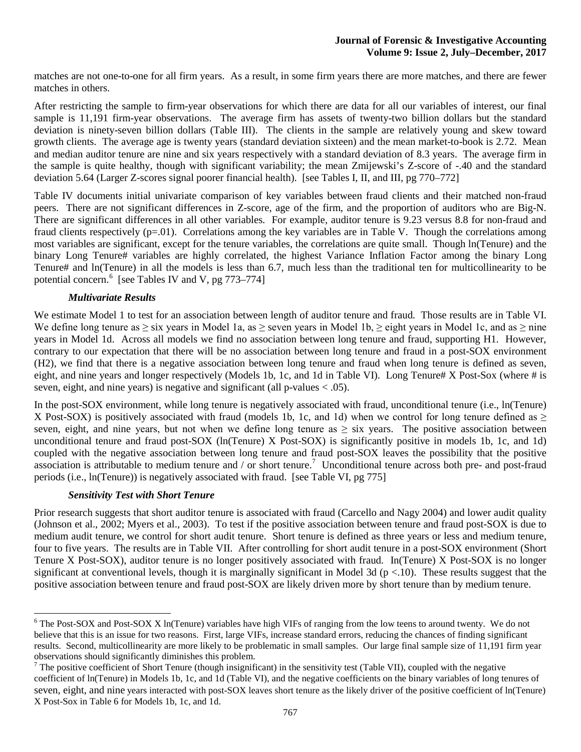matches are not one-to-one for all firm years. As a result, in some firm years there are more matches, and there are fewer matches in others.

After restricting the sample to firm-year observations for which there are data for all our variables of interest, our final sample is 11,191 firm-year observations. The average firm has assets of twenty-two billion dollars but the standard deviation is ninety-seven billion dollars (Table III). The clients in the sample are relatively young and skew toward growth clients. The average age is twenty years (standard deviation sixteen) and the mean market-to-book is 2.72. Mean and median auditor tenure are nine and six years respectively with a standard deviation of 8.3 years. The average firm in the sample is quite healthy, though with significant variability; the mean Zmijewski's Z-score of -.40 and the standard deviation 5.64 (Larger Z-scores signal poorer financial health). [see Tables I, II, and III, pg 770–772]

Table IV documents initial univariate comparison of key variables between fraud clients and their matched non-fraud peers. There are not significant differences in Z-score, age of the firm, and the proportion of auditors who are Big-N. There are significant differences in all other variables. For example, auditor tenure is 9.23 versus 8.8 for non-fraud and fraud clients respectively (p=.01). Correlations among the key variables are in Table V. Though the correlations among most variables are significant, except for the tenure variables, the correlations are quite small. Though ln(Tenure) and the binary Long Tenure# variables are highly correlated, the highest Variance Inflation Factor among the binary Long Tenure# and ln(Tenure) in all the models is less than 6.7, much less than the traditional ten for multicollinearity to be potential concern.[6] [see Tables IV and V, pg 773–774]

### *Multivariate Results*

We estimate Model 1 to test for an association between length of auditor tenure and fraud. Those results are in Table VI. We define long tenure as ≥ six years in Model 1a, as ≥ seven years in Model 1b, ≥ eight years in Model 1c, and as ≥ nine years in Model 1d. Across all models we find no association between long tenure and fraud, supporting H1. However, contrary to our expectation that there will be no association between long tenure and fraud in a post-SOX environment (H2), we find that there is a negative association between long tenure and fraud when long tenure is defined as seven, eight, and nine years and longer respectively (Models 1b, 1c, and 1d in Table VI). Long Tenure# X Post-Sox (where # is seven, eight, and nine years) is negative and significant (all p-values < .05).

In the post-SOX environment, while long tenure is negatively associated with fraud, unconditional tenure (i.e., ln(Tenure) X Post-SOX) is positively associated with fraud (models 1b, 1c, and 1d) when we control for long tenure defined as ≥ seven, eight, and nine years, but not when we define long tenure as ≥ six years. The positive association between unconditional tenure and fraud post-SOX (ln(Tenure) X Post-SOX) is significantly positive in models 1b, 1c, and 1d) coupled with the negative association between long tenure and fraud post-SOX leaves the possibility that the positive association is attributable to medium tenure and / or short tenure.[7] Unconditional tenure across both pre- and post-fraud periods (i.e., ln(Tenure)) is negatively associated with fraud. [see Table VI, pg 775]

### *Sensitivity Test with Short Tenure*

Prior research suggests that short auditor tenure is associated with fraud (Carcello and Nagy 2004) and lower audit quality (Johnson et al., 2002; Myers et al., 2003). To test if the positive association between tenure and fraud post-SOX is due to medium audit tenure, we control for short audit tenure. Short tenure is defined as three years or less and medium tenure, four to five years. The results are in Table VII. After controlling for short audit tenure in a post-SOX environment (Short Tenure X Post-SOX), auditor tenure is no longer positively associated with fraud. In(Tenure) X Post-SOX is no longer significant at conventional levels, though it is marginally significant in Model 3d (p <.10). These results suggest that the positive association between tenure and fraud post-SOX are likely driven more by short tenure than by medium tenure.

---

[6] The Post-SOX and Post-SOX X ln(Tenure) variables have high VIFs of ranging from the low teens to around twenty. We do not believe that this is an issue for two reasons. First, large VIFs, increase standard errors, reducing the chances of finding significant results. Second, multicollinearity are more likely to be problematic in small samples. Our large final sample size of 11,191 firm year observations should significantly diminishes this problem.

[7] The positive coefficient of Short Tenure (though insignificant) in the sensitivity test (Table VII), coupled with the negative coefficient of ln(Tenure) in Models 1b, 1c, and 1d (Table VI), and the negative coefficients on the binary variables of long tenures of seven, eight, and nine years interacted with post-SOX leaves short tenure as the likely driver of the positive coefficient of ln(Tenure) X Post-Sox in Table 6 for Models 1b, 1c, and 1d.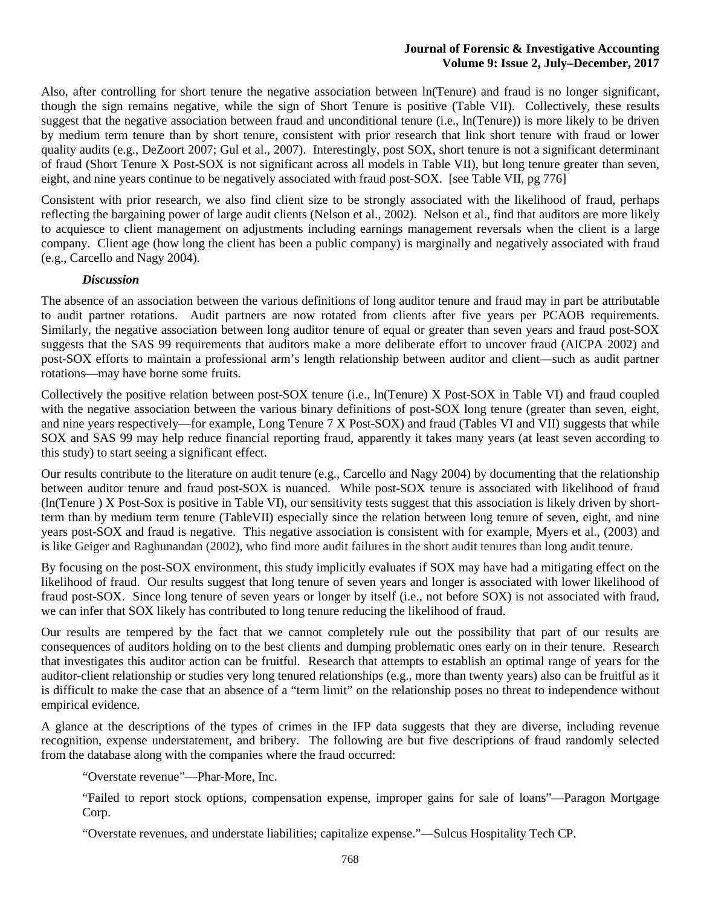Also, after controlling for short tenure the negative association between ln(Tenure) and fraud is no longer significant, though the sign remains negative, while the sign of Short Tenure is positive (Table VII). Collectively, these results suggest that the negative association between fraud and unconditional tenure (i.e., ln(Tenure)) is more likely to be driven by medium term tenure than by short tenure, consistent with prior research that link short tenure with fraud or lower quality audits (e.g., DeZoort 2007; Gul et al., 2007). Interestingly, post SOX, short tenure is not a significant determinant of fraud (Short Tenure X Post-SOX is not significant across all models in Table VII), but long tenure greater than seven, eight, and nine years continue to be negatively associated with fraud post-SOX. [see Table VII, pg 776]

Consistent with prior research, we also find client size to be strongly associated with the likelihood of fraud, perhaps reflecting the bargaining power of large audit clients (Nelson et al., 2002). Nelson et al., find that auditors are more likely to acquiesce to client management on adjustments including earnings management reversals when the client is a large company. Client age (how long the client has been a public company) is marginally and negatively associated with fraud (e.g., Carcello and Nagy 2004).

***Discussion***

The absence of an association between the various definitions of long auditor tenure and fraud may in part be attributable to audit partner rotations. Audit partners are now rotated from clients after five years per PCAOB requirements. Similarly, the negative association between long auditor tenure of equal or greater than seven years and fraud post-SOX suggests that the SAS 99 requirements that auditors make a more deliberate effort to uncover fraud (AICPA 2002) and post-SOX efforts to maintain a professional arm's length relationship between auditor and client—such as audit partner rotations—may have borne some fruits.

Collectively the positive relation between post-SOX tenure (i.e., ln(Tenure) X Post-SOX in Table VI) and fraud coupled with the negative association between the various binary definitions of post-SOX long tenure (greater than seven, eight, and nine years respectively—for example, Long Tenure 7 X Post-SOX) and fraud (Tables VI and VII) suggests that while SOX and SAS 99 may help reduce financial reporting fraud, apparently it takes many years (at least seven according to this study) to start seeing a significant effect.

Our results contribute to the literature on audit tenure (e.g., Carcello and Nagy 2004) by documenting that the relationship between auditor tenure and fraud post-SOX is nuanced. While post-SOX tenure is associated with likelihood of fraud (ln(Tenure ) X Post-Sox is positive in Table VI), our sensitivity tests suggest that this association is likely driven by short-term than by medium term tenure (TableVII) especially since the relation between long tenure of seven, eight, and nine years post-SOX and fraud is negative. This negative association is consistent with for example, Myers et al., (2003) and is like Geiger and Raghunandan (2002), who find more audit failures in the short audit tenures than long audit tenure.

By focusing on the post-SOX environment, this study implicitly evaluates if SOX may have had a mitigating effect on the likelihood of fraud. Our results suggest that long tenure of seven years and longer is associated with lower likelihood of fraud post-SOX. Since long tenure of seven years or longer by itself (i.e., not before SOX) is not associated with fraud, we can infer that SOX likely has contributed to long tenure reducing the likelihood of fraud.

Our results are tempered by the fact that we cannot completely rule out the possibility that part of our results are consequences of auditors holding on to the best clients and dumping problematic ones early on in their tenure. Research that investigates this auditor action can be fruitful. Research that attempts to establish an optimal range of years for the auditor-client relationship or studies very long tenured relationships (e.g., more than twenty years) also can be fruitful as it is difficult to make the case that an absence of a "term limit" on the relationship poses no threat to independence without empirical evidence.

A glance at the descriptions of the types of crimes in the IFP data suggests that they are diverse, including revenue recognition, expense understatement, and bribery. The following are but five descriptions of fraud randomly selected from the database along with the companies where the fraud occurred:

> "Overstate revenue"—Phar-More, Inc.
>
> "Failed to report stock options, compensation expense, improper gains for sale of loans"—Paragon Mortgage Corp.
>
> "Overstate revenues, and understate liabilities; capitalize expense."—Sulcus Hospitality Tech CP.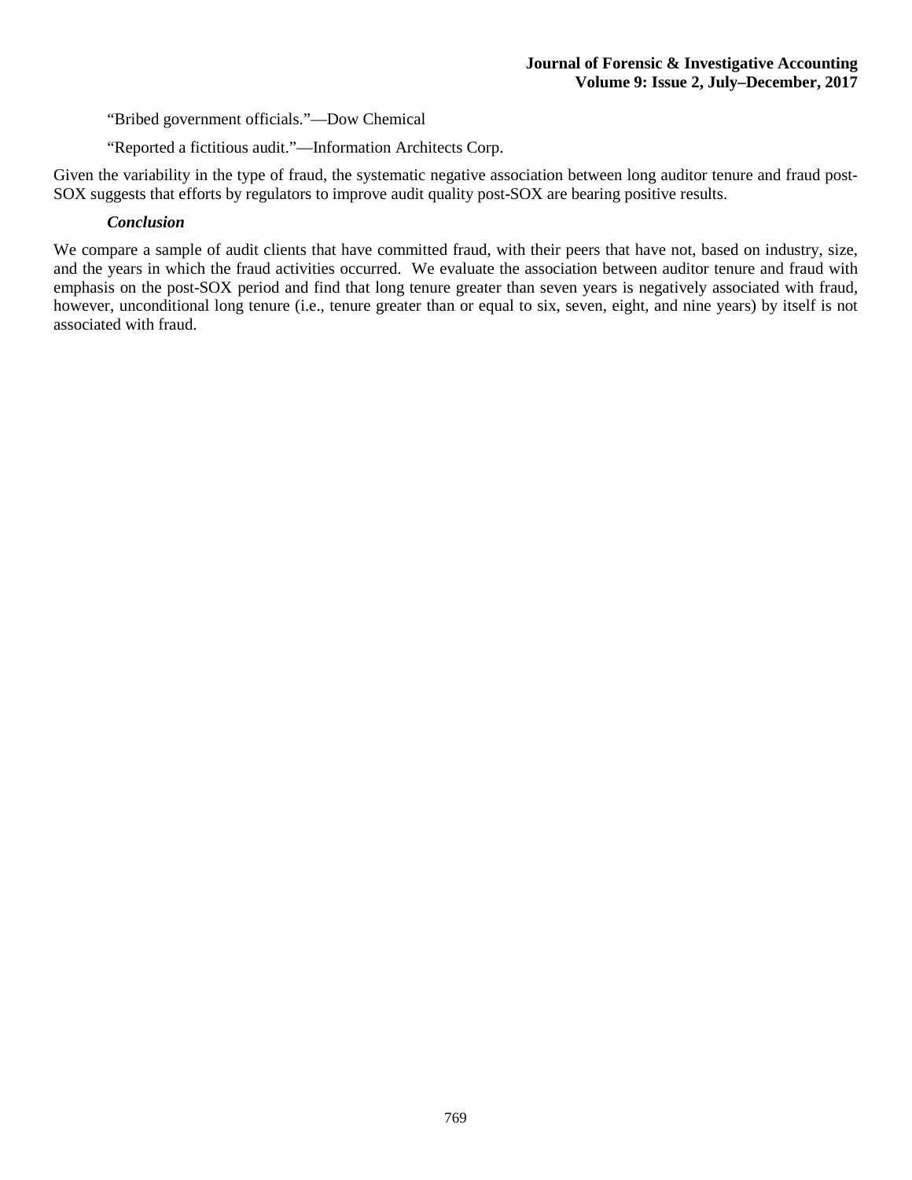"Bribed government officials."—Dow Chemical

"Reported a fictitious audit."—Information Architects Corp.

Given the variability in the type of fraud, the systematic negative association between long auditor tenure and fraud post-SOX suggests that efforts by regulators to improve audit quality post-SOX are bearing positive results.

### *Conclusion*

We compare a sample of audit clients that have committed fraud, with their peers that have not, based on industry, size, and the years in which the fraud activities occurred. We evaluate the association between auditor tenure and fraud with emphasis on the post-SOX period and find that long tenure greater than seven years is negatively associated with fraud, however, unconditional long tenure (i.e., tenure greater than or equal to six, seven, eight, and nine years) by itself is not associated with fraud.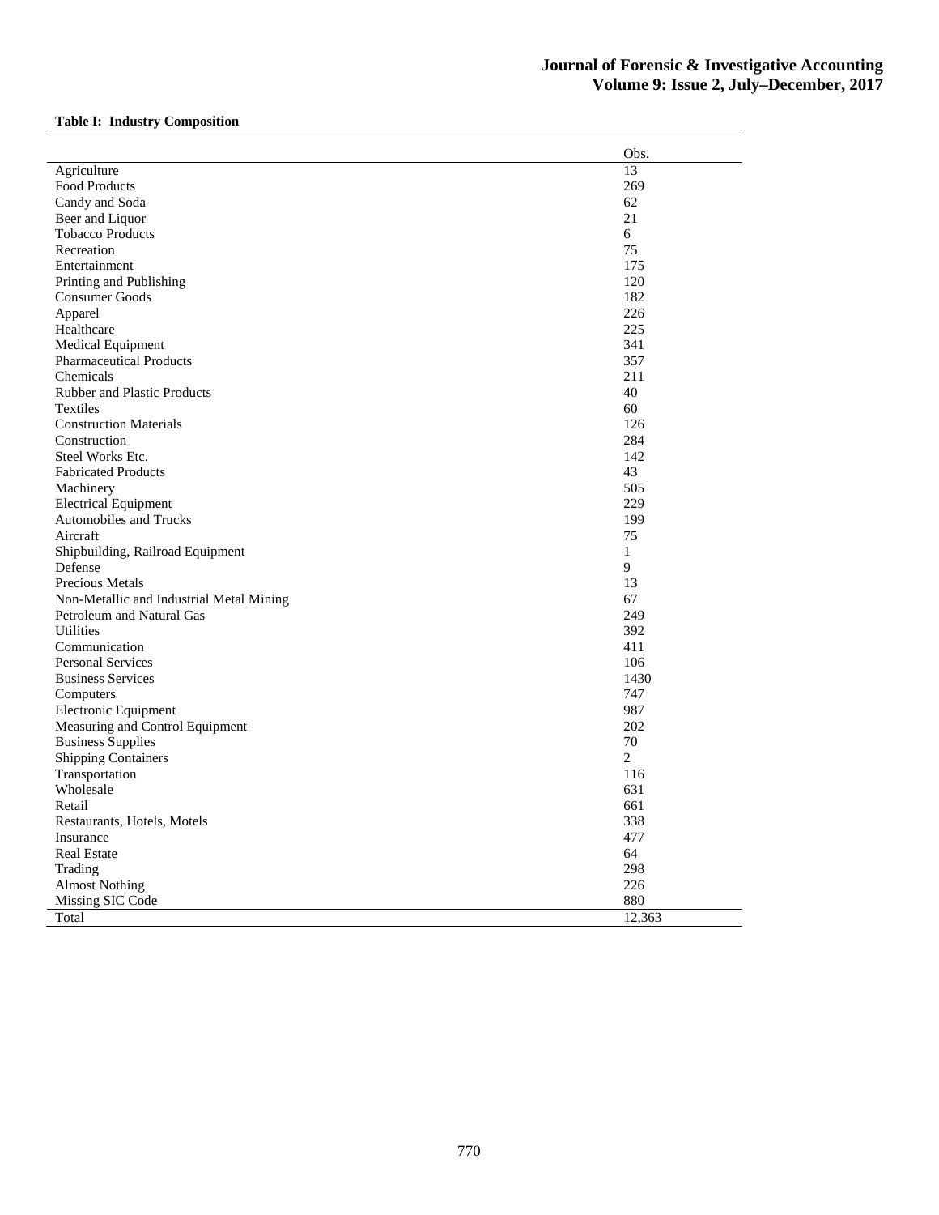**Table I: Industry Composition**

| | Obs. |
|---|---|
| Agriculture | 13 |
| Food Products | 269 |
| Candy and Soda | 62 |
| Beer and Liquor | 21 |
| Tobacco Products | 6 |
| Recreation | 75 |
| Entertainment | 175 |
| Printing and Publishing | 120 |
| Consumer Goods | 182 |
| Apparel | 226 |
| Healthcare | 225 |
| Medical Equipment | 341 |
| Pharmaceutical Products | 357 |
| Chemicals | 211 |
| Rubber and Plastic Products | 40 |
| Textiles | 60 |
| Construction Materials | 126 |
| Construction | 284 |
| Steel Works Etc. | 142 |
| Fabricated Products | 43 |
| Machinery | 505 |
| Electrical Equipment | 229 |
| Automobiles and Trucks | 199 |
| Aircraft | 75 |
| Shipbuilding, Railroad Equipment | 1 |
| Defense | 9 |
| Precious Metals | 13 |
| Non-Metallic and Industrial Metal Mining | 67 |
| Petroleum and Natural Gas | 249 |
| Utilities | 392 |
| Communication | 411 |
| Personal Services | 106 |
| Business Services | 1430 |
| Computers | 747 |
| Electronic Equipment | 987 |
| Measuring and Control Equipment | 202 |
| Business Supplies | 70 |
| Shipping Containers | 2 |
| Transportation | 116 |
| Wholesale | 631 |
| Retail | 661 |
| Restaurants, Hotels, Motels | 338 |
| Insurance | 477 |
| Real Estate | 64 |
| Trading | 298 |
| Almost Nothing | 226 |
| Missing SIC Code | 880 |
| Total | 12,363 |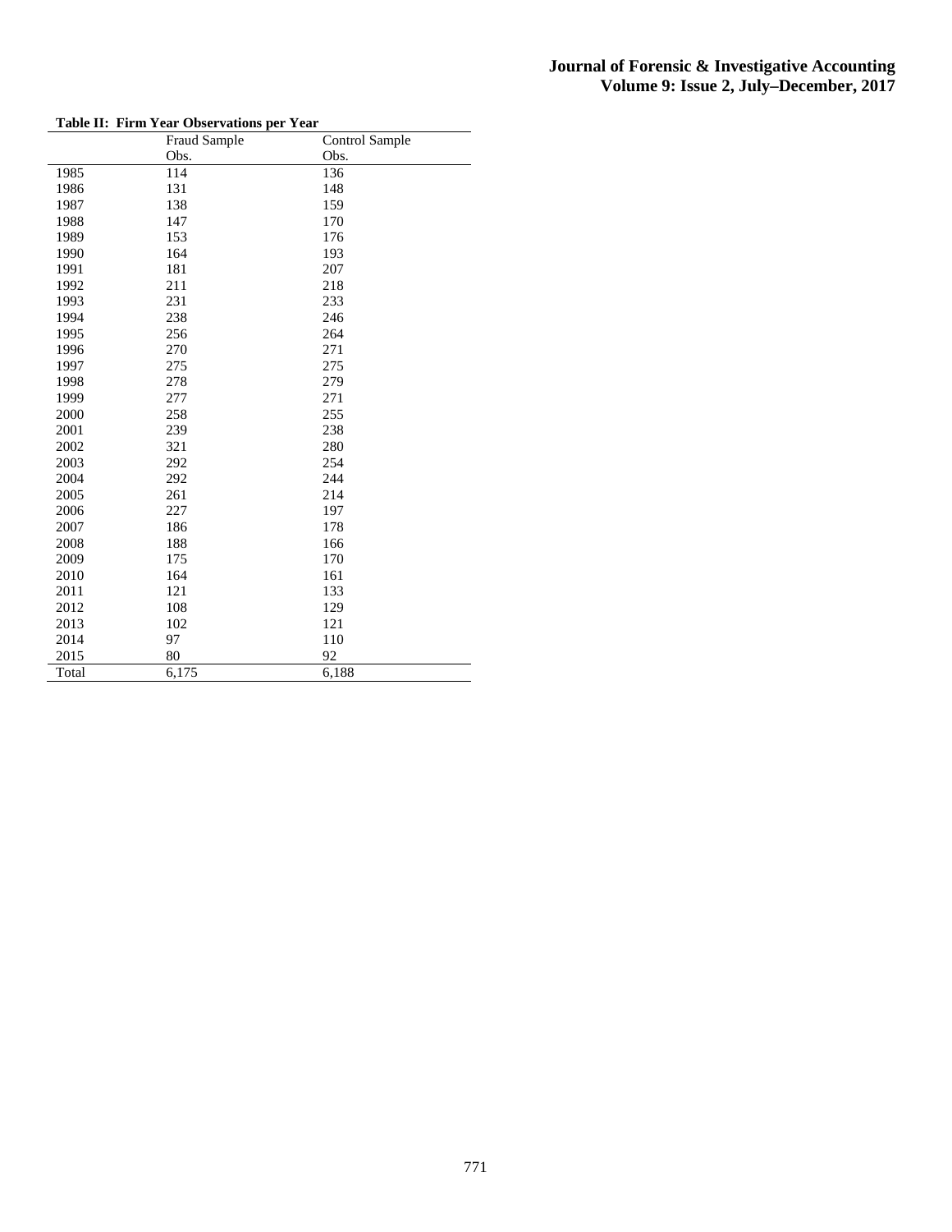**Table II: Firm Year Observations per Year**

| | Fraud Sample Obs. | Control Sample Obs. |
|---|---|---|
| 1985 | 114 | 136 |
| 1986 | 131 | 148 |
| 1987 | 138 | 159 |
| 1988 | 147 | 170 |
| 1989 | 153 | 176 |
| 1990 | 164 | 193 |
| 1991 | 181 | 207 |
| 1992 | 211 | 218 |
| 1993 | 231 | 233 |
| 1994 | 238 | 246 |
| 1995 | 256 | 264 |
| 1996 | 270 | 271 |
| 1997 | 275 | 275 |
| 1998 | 278 | 279 |
| 1999 | 277 | 271 |
| 2000 | 258 | 255 |
| 2001 | 239 | 238 |
| 2002 | 321 | 280 |
| 2003 | 292 | 254 |
| 2004 | 292 | 244 |
| 2005 | 261 | 214 |
| 2006 | 227 | 197 |
| 2007 | 186 | 178 |
| 2008 | 188 | 166 |
| 2009 | 175 | 170 |
| 2010 | 164 | 161 |
| 2011 | 121 | 133 |
| 2012 | 108 | 129 |
| 2013 | 102 | 121 |
| 2014 | 97 | 110 |
| 2015 | 80 | 92 |
| Total | 6,175 | 6,188 |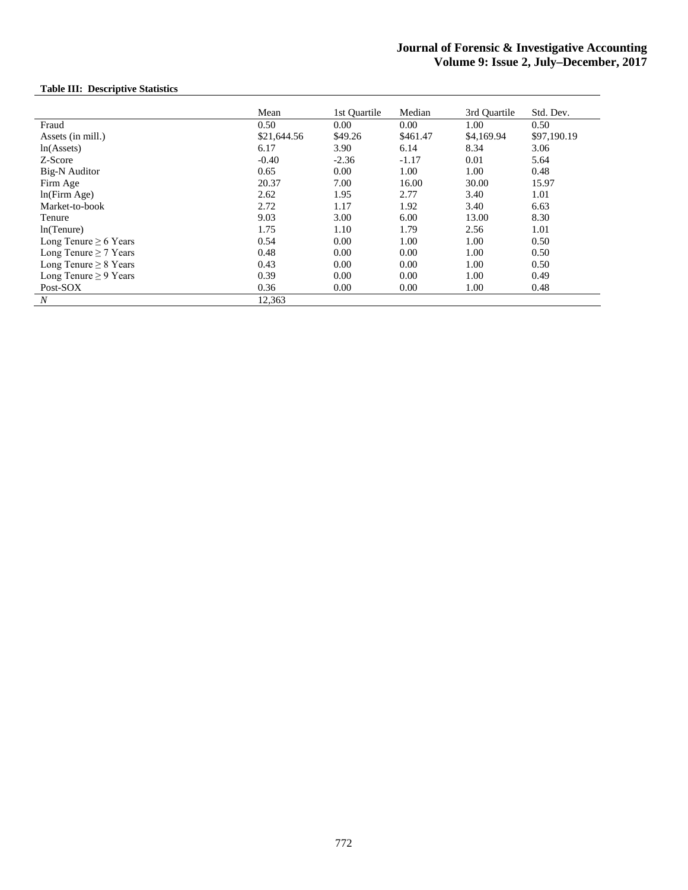**Table III: Descriptive Statistics**

| | Mean | 1st Quartile | Median | 3rd Quartile | Std. Dev. |
|---|---|---|---|---|---|
| Fraud | 0.50 | 0.00 | 0.00 | 1.00 | 0.50 |
| Assets (in mill.) | $21,644.56 | $49.26 | $461.47 | $4,169.94 | $97,190.19 |
| ln(Assets) | 6.17 | 3.90 | 6.14 | 8.34 | 3.06 |
| Z-Score | -0.40 | -2.36 | -1.17 | 0.01 | 5.64 |
| Big-N Auditor | 0.65 | 0.00 | 1.00 | 1.00 | 0.48 |
| Firm Age | 20.37 | 7.00 | 16.00 | 30.00 | 15.97 |
| ln(Firm Age) | 2.62 | 1.95 | 2.77 | 3.40 | 1.01 |
| Market-to-book | 2.72 | 1.17 | 1.92 | 3.40 | 6.63 |
| Tenure | 9.03 | 3.00 | 6.00 | 13.00 | 8.30 |
| ln(Tenure) | 1.75 | 1.10 | 1.79 | 2.56 | 1.01 |
| Long Tenure ≥ 6 Years | 0.54 | 0.00 | 1.00 | 1.00 | 0.50 |
| Long Tenure ≥ 7 Years | 0.48 | 0.00 | 0.00 | 1.00 | 0.50 |
| Long Tenure ≥ 8 Years | 0.43 | 0.00 | 0.00 | 1.00 | 0.50 |
| Long Tenure ≥ 9 Years | 0.39 | 0.00 | 0.00 | 1.00 | 0.49 |
| Post-SOX | 0.36 | 0.00 | 0.00 | 1.00 | 0.48 |
| *N* | 12,363 | | | | |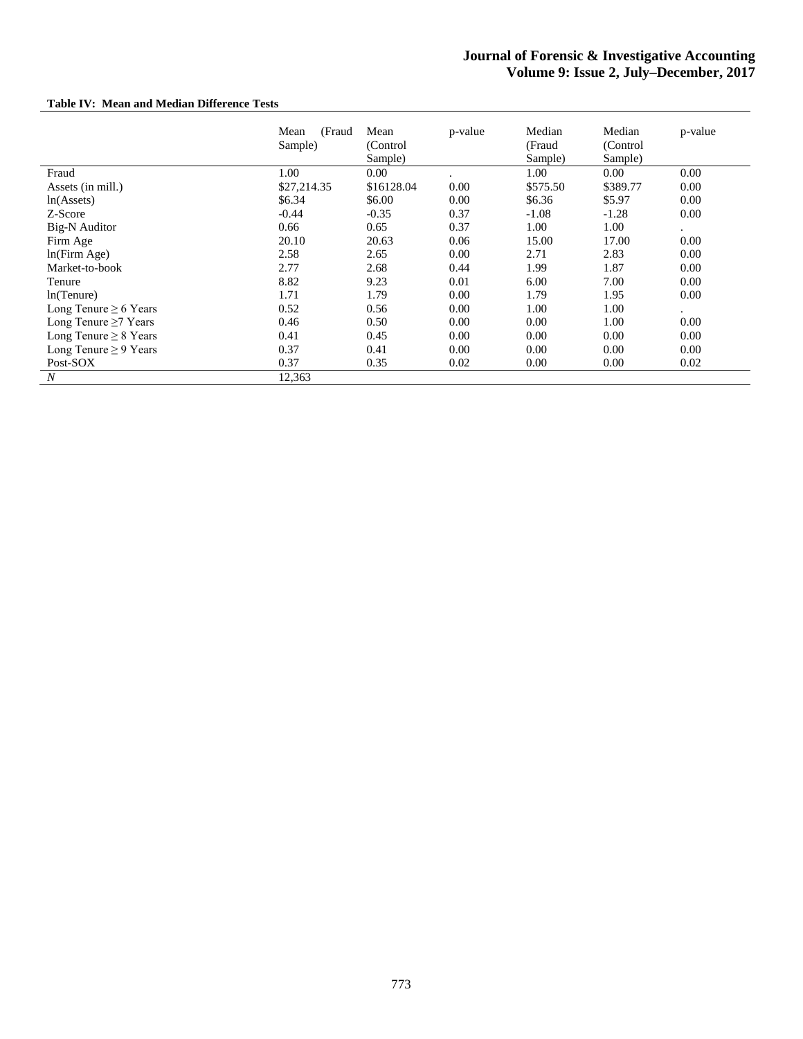**Table IV: Mean and Median Difference Tests**

| | Mean (Fraud Sample) | Mean (Control Sample) | p-value | Median (Fraud Sample) | Median (Control Sample) | p-value |
|---|---|---|---|---|---|---|
| Fraud | 1.00 | 0.00 | . | 1.00 | 0.00 | 0.00 |
| Assets (in mill.) | $27,214.35 | $16128.04 | 0.00 | $575.50 | $389.77 | 0.00 |
| ln(Assets) | $6.34 | $6.00 | 0.00 | $6.36 | $5.97 | 0.00 |
| Z-Score | -0.44 | -0.35 | 0.37 | -1.08 | -1.28 | 0.00 |
| Big-N Auditor | 0.66 | 0.65 | 0.37 | 1.00 | 1.00 | . |
| Firm Age | 20.10 | 20.63 | 0.06 | 15.00 | 17.00 | 0.00 |
| ln(Firm Age) | 2.58 | 2.65 | 0.00 | 2.71 | 2.83 | 0.00 |
| Market-to-book | 2.77 | 2.68 | 0.44 | 1.99 | 1.87 | 0.00 |
| Tenure | 8.82 | 9.23 | 0.01 | 6.00 | 7.00 | 0.00 |
| ln(Tenure) | 1.71 | 1.79 | 0.00 | 1.79 | 1.95 | 0.00 |
| Long Tenure ≥ 6 Years | 0.52 | 0.56 | 0.00 | 1.00 | 1.00 | . |
| Long Tenure ≥7 Years | 0.46 | 0.50 | 0.00 | 0.00 | 1.00 | 0.00 |
| Long Tenure ≥ 8 Years | 0.41 | 0.45 | 0.00 | 0.00 | 0.00 | 0.00 |
| Long Tenure ≥ 9 Years | 0.37 | 0.41 | 0.00 | 0.00 | 0.00 | 0.00 |
| Post-SOX | 0.37 | 0.35 | 0.02 | 0.00 | 0.00 | 0.02 |
| *N* | 12,363 | | | | | |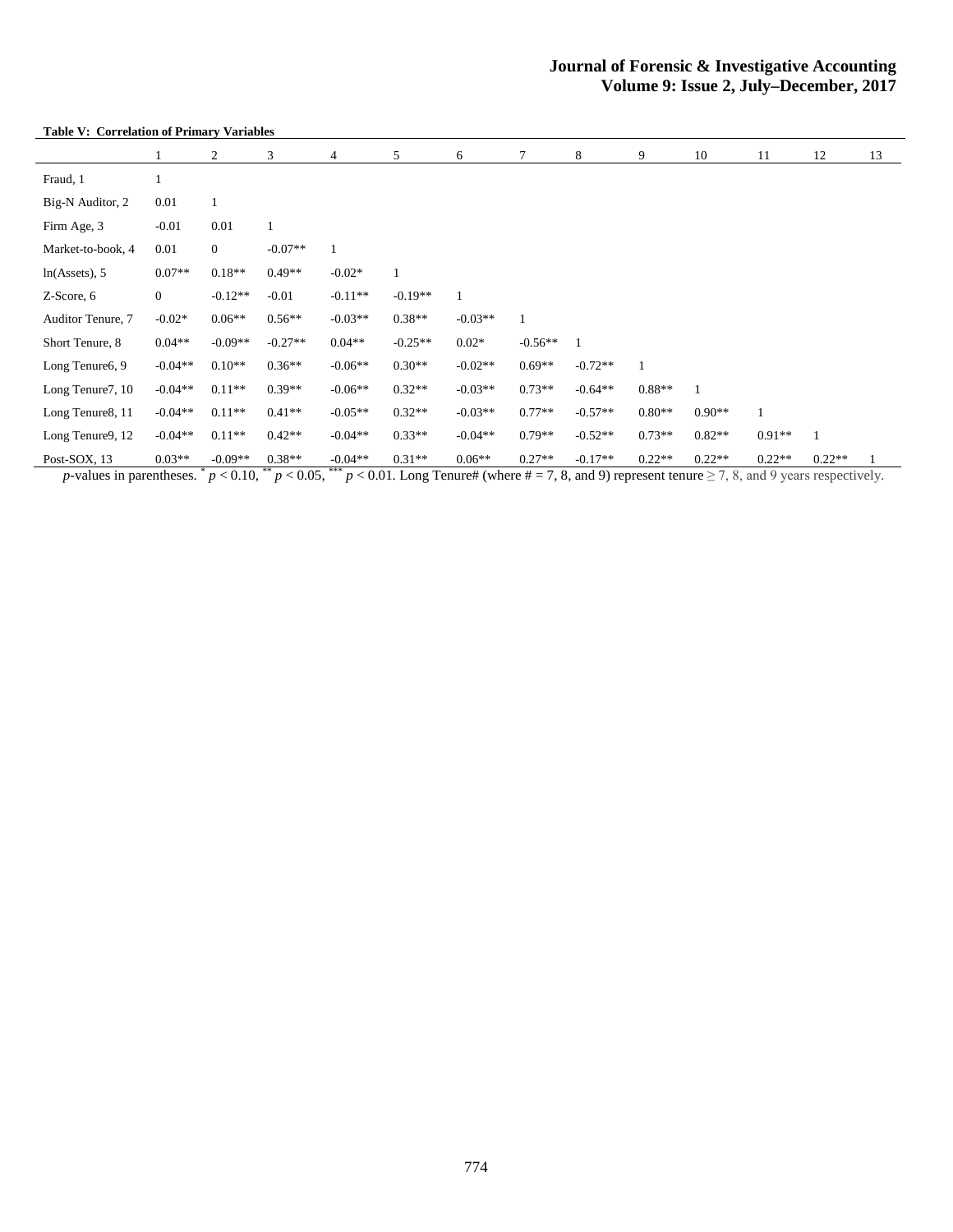**Table V: Correlation of Primary Variables**

| | 1 | 2 | 3 | 4 | 5 | 6 | 7 | 8 | 9 | 10 | 11 | 12 | 13 |
|---|---|---|---|---|---|---|---|---|---|---|---|---|---|
| Fraud, 1 | 1 | | | | | | | | | | | | |
| Big-N Auditor, 2 | 0.01 | 1 | | | | | | | | | | | |
| Firm Age, 3 | -0.01 | 0.01 | 1 | | | | | | | | | | |
| Market-to-book, 4 | 0.01 | 0 | -0.07** | 1 | | | | | | | | | |
| ln(Assets), 5 | 0.07** | 0.18** | 0.49** | -0.02* | 1 | | | | | | | | |
| Z-Score, 6 | 0 | -0.12** | -0.01 | -0.11** | -0.19** | 1 | | | | | | | |
| Auditor Tenure, 7 | -0.02* | 0.06** | 0.56** | -0.03** | 0.38** | -0.03** | 1 | | | | | | |
| Short Tenure, 8 | 0.04** | -0.09** | -0.27** | 0.04** | -0.25** | 0.02* | -0.56** | 1 | | | | | |
| Long Tenure6, 9 | -0.04** | 0.10** | 0.36** | -0.06** | 0.30** | -0.02** | 0.69** | -0.72** | 1 | | | | |
| Long Tenure7, 10 | -0.04** | 0.11** | 0.39** | -0.06** | 0.32** | -0.03** | 0.73** | -0.64** | 0.88** | 1 | | | |
| Long Tenure8, 11 | -0.04** | 0.11** | 0.41** | -0.05** | 0.32** | -0.03** | 0.77** | -0.57** | 0.80** | 0.90** | 1 | | |
| Long Tenure9, 12 | -0.04** | 0.11** | 0.42** | -0.04** | 0.33** | -0.04** | 0.79** | -0.52** | 0.73** | 0.82** | 0.91** | 1 | |
| Post-SOX, 13 | 0.03** | -0.09** | 0.38** | -0.04** | 0.31** | 0.06** | 0.27** | -0.17** | 0.22** | 0.22** | 0.22** | 0.22** | 1 |

*p*-values in parentheses. * $p < 0.10$, ** $p < 0.05$, *** $p < 0.01$. Long Tenure# (where # = 7, 8, and 9) represent tenure ≥ 7, 8, and 9 years respectively.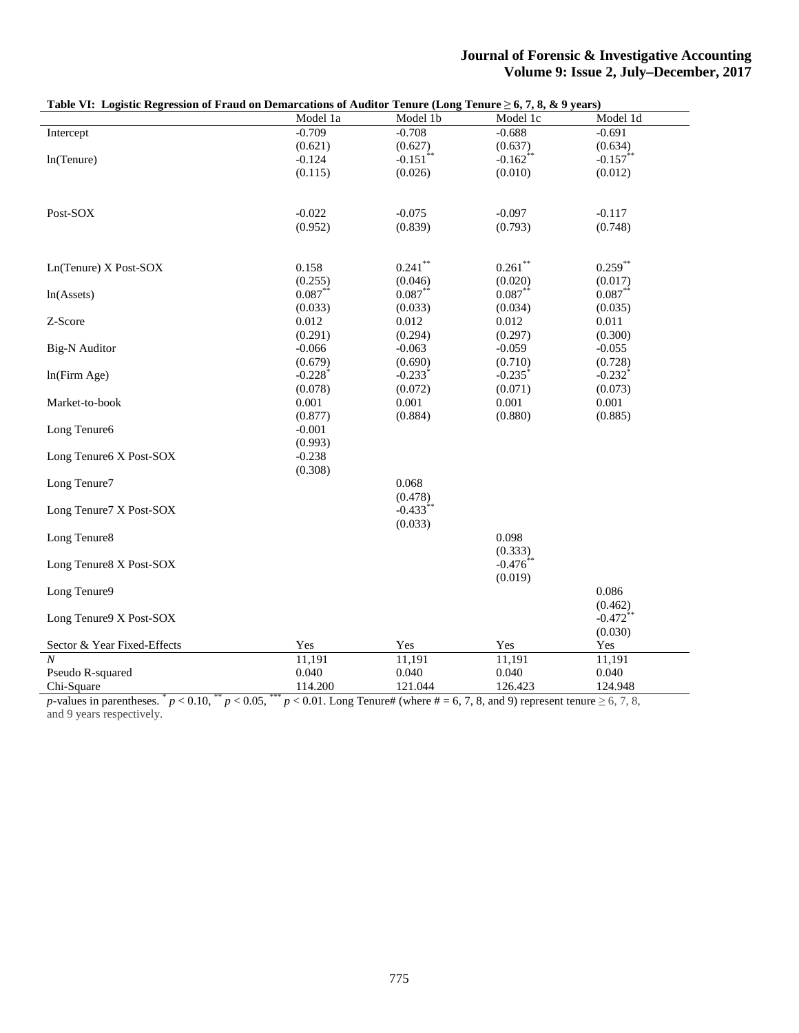**Table VI: Logistic Regression of Fraud on Demarcations of Auditor Tenure (Long Tenure ≥ 6, 7, 8, & 9 years)**

| | Model 1a | Model 1b | Model 1c | Model 1d |
|---|---|---|---|---|
| Intercept | -0.709 | -0.708 | -0.688 | -0.691 |
| | (0.621) | (0.627) | (0.637) | (0.634) |
| ln(Tenure) | -0.124 | -0.151** | -0.162** | -0.157** |
| | (0.115) | (0.026) | (0.010) | (0.012) |
| Post-SOX | -0.022 | -0.075 | -0.097 | -0.117 |
| | (0.952) | (0.839) | (0.793) | (0.748) |
| Ln(Tenure) X Post-SOX | 0.158 | 0.241** | 0.261** | 0.259** |
| | (0.255) | (0.046) | (0.020) | (0.017) |
| ln(Assets) | 0.087** | 0.087** | 0.087** | 0.087** |
| | (0.033) | (0.033) | (0.034) | (0.035) |
| Z-Score | 0.012 | 0.012 | 0.012 | 0.011 |
| | (0.291) | (0.294) | (0.297) | (0.300) |
| Big-N Auditor | -0.066 | -0.063 | -0.059 | -0.055 |
| | (0.679) | (0.690) | (0.710) | (0.728) |
| ln(Firm Age) | -0.228* | -0.233* | -0.235* | -0.232* |
| | (0.078) | (0.072) | (0.071) | (0.073) |
| Market-to-book | 0.001 | 0.001 | 0.001 | 0.001 |
| | (0.877) | (0.884) | (0.880) | (0.885) |
| Long Tenure6 | -0.001 | | | |
| | (0.993) | | | |
| Long Tenure6 X Post-SOX | -0.238 | | | |
| | (0.308) | | | |
| Long Tenure7 | | 0.068 | | |
| | | (0.478) | | |
| Long Tenure7 X Post-SOX | | -0.433** | | |
| | | (0.033) | | |
| Long Tenure8 | | | 0.098 | |
| | | | (0.333) | |
| Long Tenure8 X Post-SOX | | | -0.476** | |
| | | | (0.019) | |
| Long Tenure9 | | | | 0.086 |
| | | | | (0.462) |
| Long Tenure9 X Post-SOX | | | | -0.472** |
| | | | | (0.030) |
| Sector & Year Fixed-Effects | Yes | Yes | Yes | Yes |
| *N* | 11,191 | 11,191 | 11,191 | 11,191 |
| Pseudo R-squared | 0.040 | 0.040 | 0.040 | 0.040 |
| Chi-Square | 114.200 | 121.044 | 126.423 | 124.948 |

*p*-values in parentheses. * $p < 0.10$, ** $p < 0.05$, *** $p < 0.01$. Long Tenure# (where # = 6, 7, 8, and 9) represent tenure ≥ 6, 7, 8, and 9 years respectively.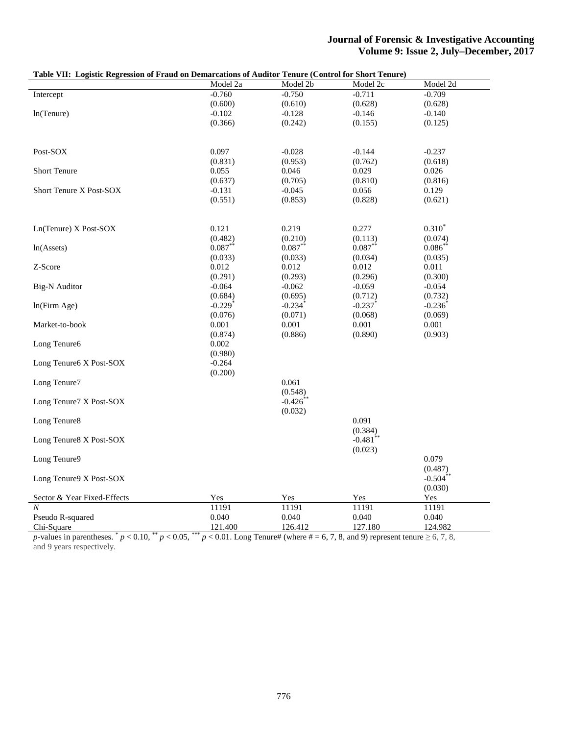**Table VII: Logistic Regression of Fraud on Demarcations of Auditor Tenure (Control for Short Tenure)**

| | Model 2a | Model 2b | Model 2c | Model 2d |
|---|---|---|---|---|
| Intercept | -0.760 | -0.750 | -0.711 | -0.709 |
| | (0.600) | (0.610) | (0.628) | (0.628) |
| ln(Tenure) | -0.102 | -0.128 | -0.146 | -0.140 |
| | (0.366) | (0.242) | (0.155) | (0.125) |
| Post-SOX | 0.097 | -0.028 | -0.144 | -0.237 |
| | (0.831) | (0.953) | (0.762) | (0.618) |
| Short Tenure | 0.055 | 0.046 | 0.029 | 0.026 |
| | (0.637) | (0.705) | (0.810) | (0.816) |
| Short Tenure X Post-SOX | -0.131 | -0.045 | 0.056 | 0.129 |
| | (0.551) | (0.853) | (0.828) | (0.621) |
| Ln(Tenure) X Post-SOX | 0.121 | 0.219 | 0.277 | 0.310* |
| | (0.482) | (0.210) | (0.113) | (0.074) |
| ln(Assets) | 0.087** | 0.087** | 0.087** | 0.086** |
| | (0.033) | (0.033) | (0.034) | (0.035) |
| Z-Score | 0.012 | 0.012 | 0.012 | 0.011 |
| | (0.291) | (0.293) | (0.296) | (0.300) |
| Big-N Auditor | -0.064 | -0.062 | -0.059 | -0.054 |
| | (0.684) | (0.695) | (0.712) | (0.732) |
| ln(Firm Age) | -0.229* | -0.234* | -0.237* | -0.236* |
| | (0.076) | (0.071) | (0.068) | (0.069) |
| Market-to-book | 0.001 | 0.001 | 0.001 | 0.001 |
| | (0.874) | (0.886) | (0.890) | (0.903) |
| Long Tenure6 | 0.002 | | | |
| | (0.980) | | | |
| Long Tenure6 X Post-SOX | -0.264 | | | |
| | (0.200) | | | |
| Long Tenure7 | | 0.061 | | |
| | | (0.548) | | |
| Long Tenure7 X Post-SOX | | -0.426** | | |
| | | (0.032) | | |
| Long Tenure8 | | | 0.091 | |
| | | | (0.384) | |
| Long Tenure8 X Post-SOX | | | -0.481** | |
| | | | (0.023) | |
| Long Tenure9 | | | | 0.079 |
| | | | | (0.487) |
| Long Tenure9 X Post-SOX | | | | -0.504** |
| | | | | (0.030) |
| Sector & Year Fixed-Effects | Yes | Yes | Yes | Yes |
| *N* | 11191 | 11191 | 11191 | 11191 |
| Pseudo R-squared | 0.040 | 0.040 | 0.040 | 0.040 |
| Chi-Square | 121.400 | 126.412 | 127.180 | 124.982 |

*p*-values in parentheses. * $p < 0.10$, ** $p < 0.05$, *** $p < 0.01$. Long Tenure# (where # = 6, 7, 8, and 9) represent tenure ≥ 6, 7, 8, and 9 years respectively.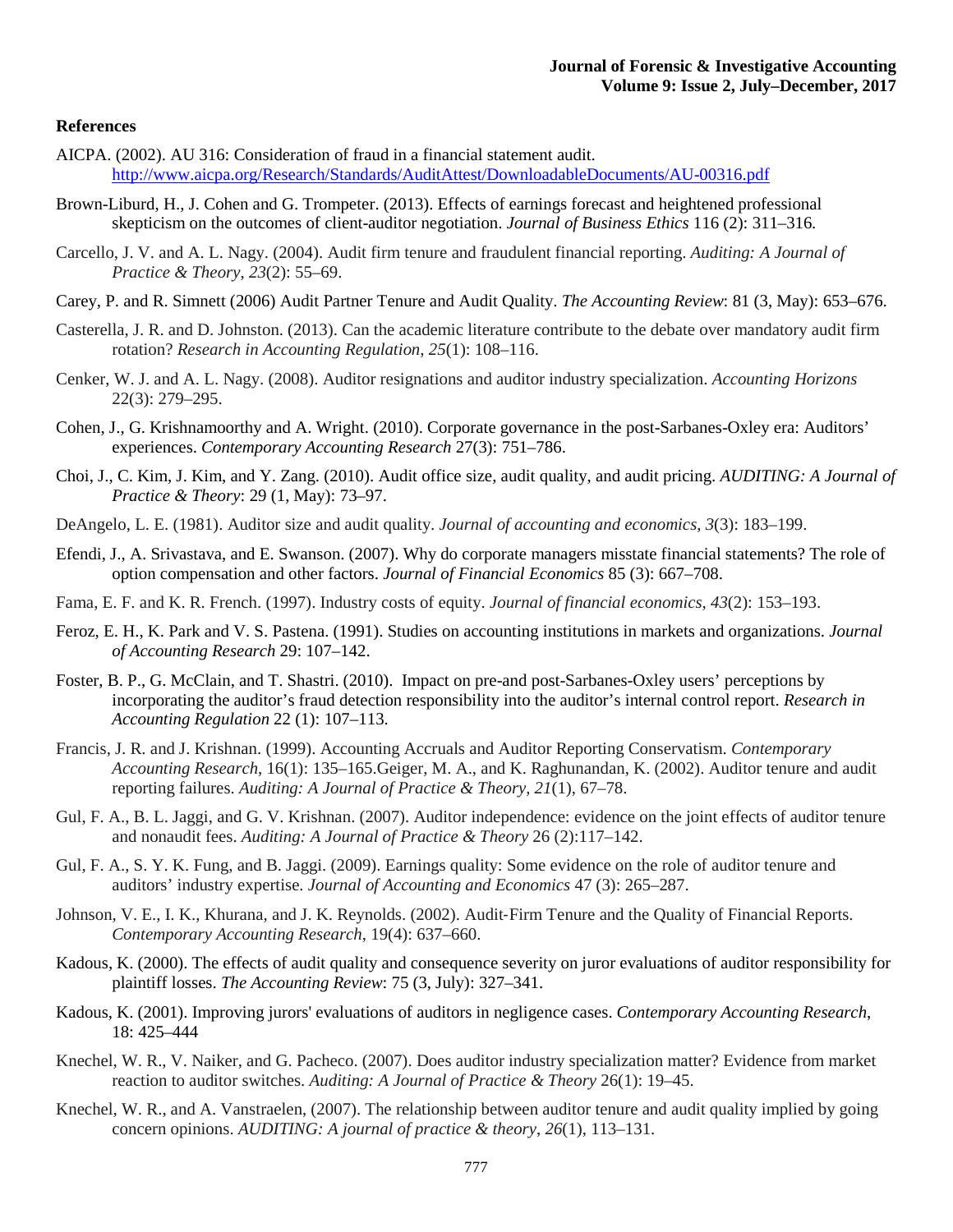**References**

AICPA. (2002). AU 316: Consideration of fraud in a financial statement audit. http://www.aicpa.org/Research/Standards/AuditAttest/DownloadableDocuments/AU-00316.pdf

Brown-Liburd, H., J. Cohen and G. Trompeter. (2013). Effects of earnings forecast and heightened professional skepticism on the outcomes of client-auditor negotiation. *Journal of Business Ethics* 116 (2): 311–316.

Carcello, J. V. and A. L. Nagy. (2004). Audit firm tenure and fraudulent financial reporting. *Auditing: A Journal of Practice & Theory*, *23*(2): 55–69.

Carey, P. and R. Simnett (2006) Audit Partner Tenure and Audit Quality. *The Accounting Review*: 81 (3, May): 653–676.

Casterella, J. R. and D. Johnston. (2013). Can the academic literature contribute to the debate over mandatory audit firm rotation? *Research in Accounting Regulation*, *25*(1): 108–116.

Cenker, W. J. and A. L. Nagy. (2008). Auditor resignations and auditor industry specialization. *Accounting Horizons* 22(3): 279–295.

Cohen, J., G. Krishnamoorthy and A. Wright. (2010). Corporate governance in the post-Sarbanes-Oxley era: Auditors' experiences. *Contemporary Accounting Research* 27(3): 751–786.

Choi, J., C. Kim, J. Kim, and Y. Zang. (2010). Audit office size, audit quality, and audit pricing. *AUDITING: A Journal of Practice & Theory*: 29 (1, May): 73–97.

DeAngelo, L. E. (1981). Auditor size and audit quality. *Journal of accounting and economics*, *3*(3): 183–199.

Efendi, J., A. Srivastava, and E. Swanson. (2007). Why do corporate managers misstate financial statements? The role of option compensation and other factors. *Journal of Financial Economics* 85 (3): 667–708.

Fama, E. F. and K. R. French. (1997). Industry costs of equity. *Journal of financial economics*, *43*(2): 153–193.

Feroz, E. H., K. Park and V. S. Pastena. (1991). Studies on accounting institutions in markets and organizations. *Journal of Accounting Research* 29: 107–142.

Foster, B. P., G. McClain, and T. Shastri. (2010). Impact on pre-and post-Sarbanes-Oxley users' perceptions by incorporating the auditor's fraud detection responsibility into the auditor's internal control report. *Research in Accounting Regulation* 22 (1): 107–113.

Francis, J. R. and J. Krishnan. (1999). Accounting Accruals and Auditor Reporting Conservatism. *Contemporary Accounting Research*, 16(1): 135–165.Geiger, M. A., and K. Raghunandan, K. (2002). Auditor tenure and audit reporting failures. *Auditing: A Journal of Practice & Theory*, *21*(1), 67–78.

Gul, F. A., B. L. Jaggi, and G. V. Krishnan. (2007). Auditor independence: evidence on the joint effects of auditor tenure and nonaudit fees. *Auditing: A Journal of Practice & Theory* 26 (2):117–142.

Gul, F. A., S. Y. K. Fung, and B. Jaggi. (2009). Earnings quality: Some evidence on the role of auditor tenure and auditors' industry expertise. *Journal of Accounting and Economics* 47 (3): 265–287.

Johnson, V. E., I. K., Khurana, and J. K. Reynolds. (2002). Audit‐Firm Tenure and the Quality of Financial Reports. *Contemporary Accounting Research*, 19(4): 637–660.

Kadous, K. (2000). The effects of audit quality and consequence severity on juror evaluations of auditor responsibility for plaintiff losses. *The Accounting Review*: 75 (3, July): 327–341.

Kadous, K. (2001). Improving jurors' evaluations of auditors in negligence cases. *Contemporary Accounting Research*, 18: 425–444

Knechel, W. R., V. Naiker, and G. Pacheco. (2007). Does auditor industry specialization matter? Evidence from market reaction to auditor switches. *Auditing: A Journal of Practice & Theory* 26(1): 19–45.

Knechel, W. R., and A. Vanstraelen, (2007). The relationship between auditor tenure and audit quality implied by going concern opinions. *AUDITING: A journal of practice & theory*, *26*(1), 113–131.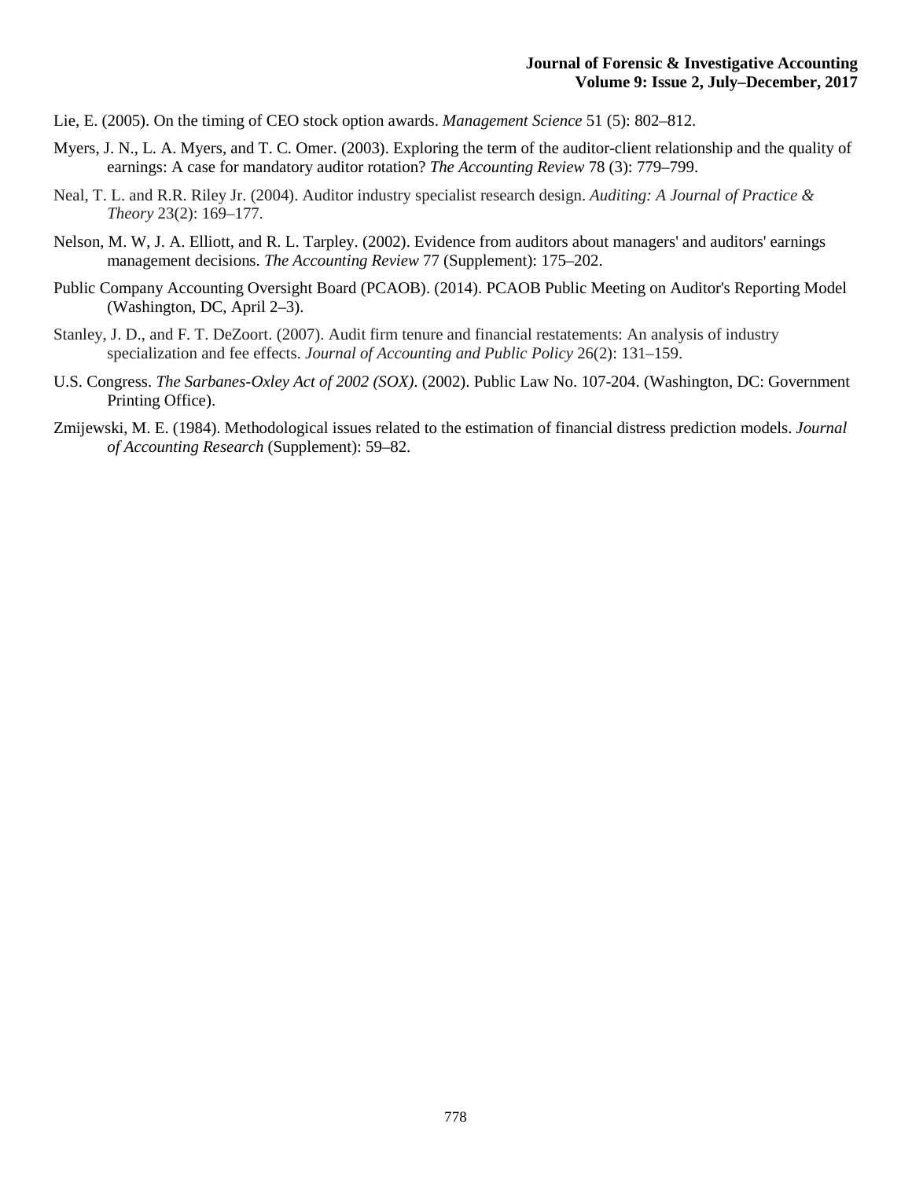Lie, E. (2005). On the timing of CEO stock option awards. *Management Science* 51 (5): 802–812.

Myers, J. N., L. A. Myers, and T. C. Omer. (2003). Exploring the term of the auditor-client relationship and the quality of earnings: A case for mandatory auditor rotation? *The Accounting Review* 78 (3): 779–799.

Neal, T. L. and R.R. Riley Jr. (2004). Auditor industry specialist research design. *Auditing: A Journal of Practice & Theory* 23(2): 169–177.

Nelson, M. W, J. A. Elliott, and R. L. Tarpley. (2002). Evidence from auditors about managers' and auditors' earnings management decisions. *The Accounting Review* 77 (Supplement): 175–202.

Public Company Accounting Oversight Board (PCAOB). (2014). PCAOB Public Meeting on Auditor's Reporting Model (Washington, DC, April 2–3).

Stanley, J. D., and F. T. DeZoort. (2007). Audit firm tenure and financial restatements: An analysis of industry specialization and fee effects. *Journal of Accounting and Public Policy* 26(2): 131–159.

U.S. Congress. *The Sarbanes-Oxley Act of 2002 (SOX)*. (2002). Public Law No. 107-204. (Washington, DC: Government Printing Office).

Zmijewski, M. E. (1984). Methodological issues related to the estimation of financial distress prediction models. *Journal of Accounting Research* (Supplement): 59–82.